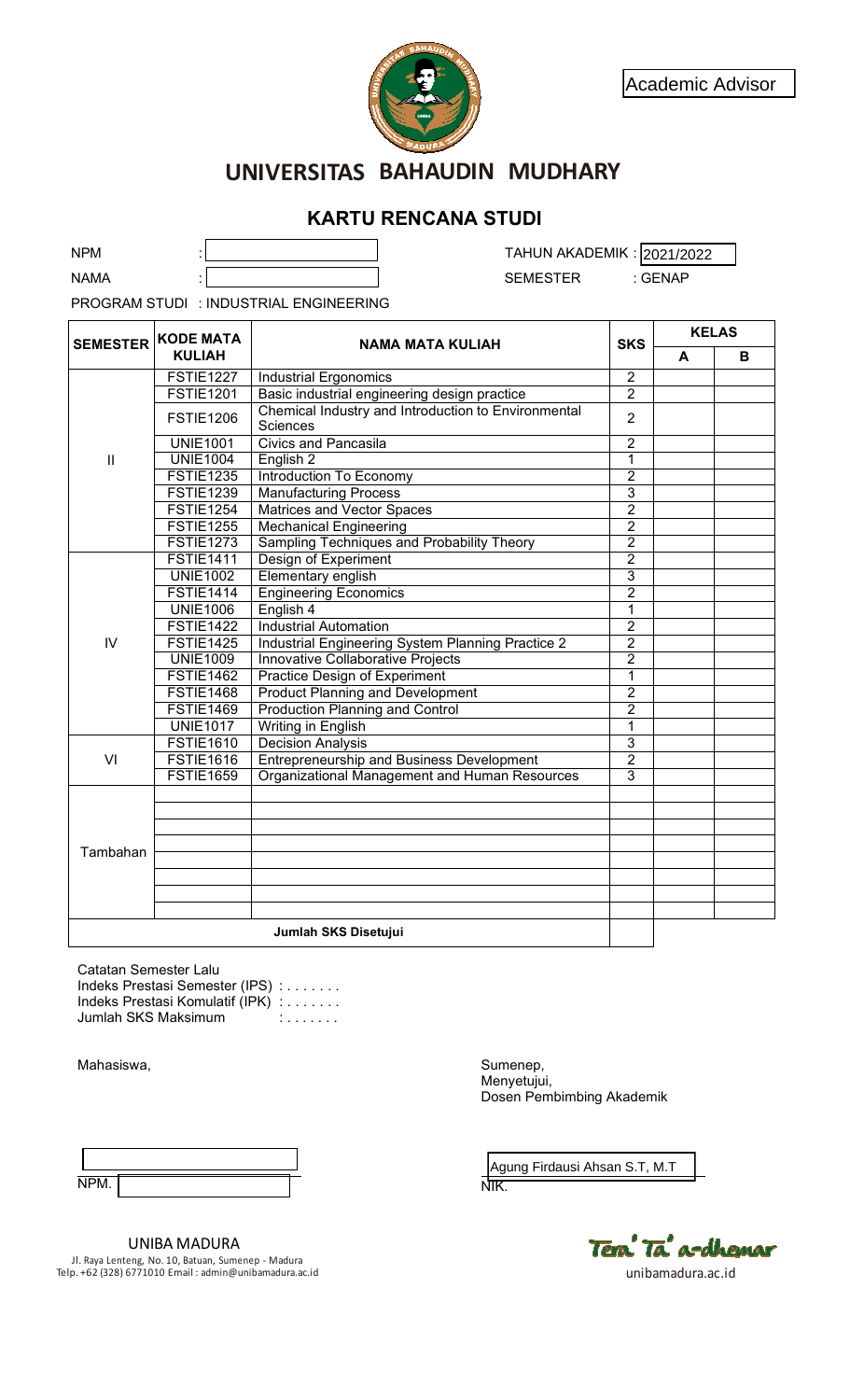Academic Advisor

# UNIVERSITAS BAHAUDIN MUDHARY

## KARTU RENCANA STUDI

NPM :

NAMA :

TAHUN AKADEMIK : 2021/2022

SEMESTER : GENAP

PROGRAM STUDI : INDUSTRIAL ENGINEERING

| SEMESTER | KODE MATA KULIAH | NAMA MATA KULIAH | SKS | KELAS | |
|---|---|---|---|---|---|
| | | | | A | B |
| II | FSTIE1227 | Industrial Ergonomics | 2 | | |
| | FSTIE1201 | Basic industrial engineering design practice | 2 | | |
| | FSTIE1206 | Chemical Industry and Introduction to Environmental Sciences | 2 | | |
| | UNIE1001 | Civics and Pancasila | 2 | | |
| | UNIE1004 | English 2 | 1 | | |
| | FSTIE1235 | Introduction To Economy | 2 | | |
| | FSTIE1239 | Manufacturing Process | 3 | | |
| | FSTIE1254 | Matrices and Vector Spaces | 2 | | |
| | FSTIE1255 | Mechanical Engineering | 2 | | |
| | FSTIE1273 | Sampling Techniques and Probability Theory | 2 | | |
| IV | FSTIE1411 | Design of Experiment | 2 | | |
| | UNIE1002 | Elementary english | 3 | | |
| | FSTIE1414 | Engineering Economics | 2 | | |
| | UNIE1006 | English 4 | 1 | | |
| | FSTIE1422 | Industrial Automation | 2 | | |
| | FSTIE1425 | Industrial Engineering System Planning Practice 2 | 2 | | |
| | UNIE1009 | Innovative Collaborative Projects | 2 | | |
| | FSTIE1462 | Practice Design of Experiment | 1 | | |
| | FSTIE1468 | Product Planning and Development | 2 | | |
| | FSTIE1469 | Production Planning and Control | 2 | | |
| | UNIE1017 | Writing in English | 1 | | |
| VI | FSTIE1610 | Decision Analysis | 3 | | |
| | FSTIE1616 | Entrepreneurship and Business Development | 2 | | |
| | FSTIE1659 | Organizational Management and Human Resources | 3 | | |
| Tambahan | | | | | |
| | | | | | |
| | | | | | |
| | | | | | |
| | | | | | |
| | | | | | |
| | | | | | |
| | | | | | |
| | | Jumlah SKS Disetujui | | | |

Catatan Semester Lalu

Indeks Prestasi Semester (IPS) : . . . . . . .

Indeks Prestasi Komulatif (IPK) : . . . . . . .

Jumlah SKS Maksimum : . . . . . . .

Mahasiswa,

NPM.

Sumenep,

Menyetujui,

Dosen Pembimbing Akademik

Agung Firdausi Ahsan S.T, M.T

NIK.

UNIBA MADURA

Jl. Raya Lenteng, No. 10, Batuan, Sumenep - Madura

Telp. +62 (328) 6771010 Email : admin@unibamadura.ac.id

Tera' Ta' a-dhemar

unibamadura.ac.id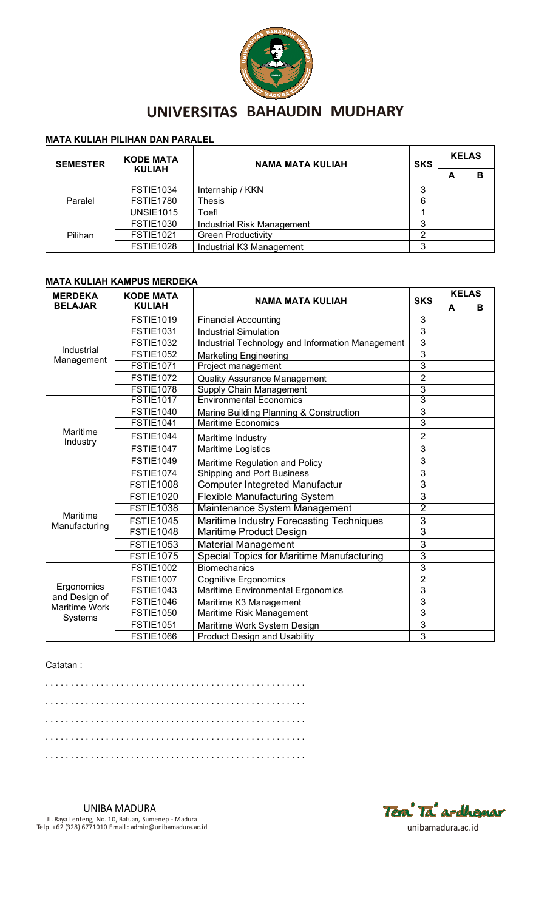# UNIVERSITAS BAHAUDIN MUDHARY

**MATA KULIAH PILIHAN DAN PARALEL**

| SEMESTER | KODE MATA KULIAH | NAMA MATA KULIAH | SKS | KELAS | |
|---|---|---|---|---|---|
| | | | | A | B |
| Paralel | FSTIE1034 | Internship / KKN | 3 | | |
| | FSTIE1780 | Thesis | 6 | | |
| | UNSIE1015 | Toefl | 1 | | |
| Pilihan | FSTIE1030 | Industrial Risk Management | 3 | | |
| | FSTIE1021 | Green Productivity | 2 | | |
| | FSTIE1028 | Industrial K3 Management | 3 | | |

**MATA KULIAH KAMPUS MERDEKA**

| MERDEKA BELAJAR | KODE MATA KULIAH | NAMA MATA KULIAH | SKS | KELAS | |
|---|---|---|---|---|---|
| | | | | A | B |
| Industrial Management | FSTIE1019 | Financial Accounting | 3 | | |
| | FSTIE1031 | Industrial Simulation | 3 | | |
| | FSTIE1032 | Industrial Technology and Information Management | 3 | | |
| | FSTIE1052 | Marketing Engineering | 3 | | |
| | FSTIE1071 | Project management | 3 | | |
| | FSTIE1072 | Quality Assurance Management | 2 | | |
| | FSTIE1078 | Supply Chain Management | 3 | | |
| Maritime Industry | FSTIE1017 | Environmental Economics | 3 | | |
| | FSTIE1040 | Marine Building Planning & Construction | 3 | | |
| | FSTIE1041 | Maritime Economics | 3 | | |
| | FSTIE1044 | Maritime Industry | 2 | | |
| | FSTIE1047 | Maritime Logistics | 3 | | |
| | FSTIE1049 | Maritime Regulation and Policy | 3 | | |
| | FSTIE1074 | Shipping and Port Business | 3 | | |
| Maritime Manufacturing | FSTIE1008 | Computer Integreted Manufactur | 3 | | |
| | FSTIE1020 | Flexible Manufacturing System | 3 | | |
| | FSTIE1038 | Maintenance System Management | 2 | | |
| | FSTIE1045 | Maritime Industry Forecasting Techniques | 3 | | |
| | FSTIE1048 | Maritime Product Design | 3 | | |
| | FSTIE1053 | Material Management | 3 | | |
| | FSTIE1075 | Special Topics for Maritime Manufacturing | 3 | | |
| Ergonomics and Design of Maritime Work Systems | FSTIE1002 | Biomechanics | 3 | | |
| | FSTIE1007 | Cognitive Ergonomics | 2 | | |
| | FSTIE1043 | Maritime Environmental Ergonomics | 3 | | |
| | FSTIE1046 | Maritime K3 Management | 3 | | |
| | FSTIE1050 | Maritime Risk Management | 3 | | |
| | FSTIE1051 | Maritime Work System Design | 3 | | |
| | FSTIE1066 | Product Design and Usability | 3 | | |

Catatan :

. . . . . . . . . . . . . . . . . . . . . . . . . . . . . . . . . . . . . . . . . . . . . . . . . . .

. . . . . . . . . . . . . . . . . . . . . . . . . . . . . . . . . . . . . . . . . . . . . . . . . . .

. . . . . . . . . . . . . . . . . . . . . . . . . . . . . . . . . . . . . . . . . . . . . . . . . . .

. . . . . . . . . . . . . . . . . . . . . . . . . . . . . . . . . . . . . . . . . . . . . . . . . . .

. . . . . . . . . . . . . . . . . . . . . . . . . . . . . . . . . . . . . . . . . . . . . . . . . . .

UNIBA MADURA
Jl. Raya Lenteng, No. 10, Batuan, Sumenep - Madura
Telp. +62 (328) 6771010 Email : admin@unibamadura.ac.id

Tera' Ta' a-dhemar
unibamadura.ac.id